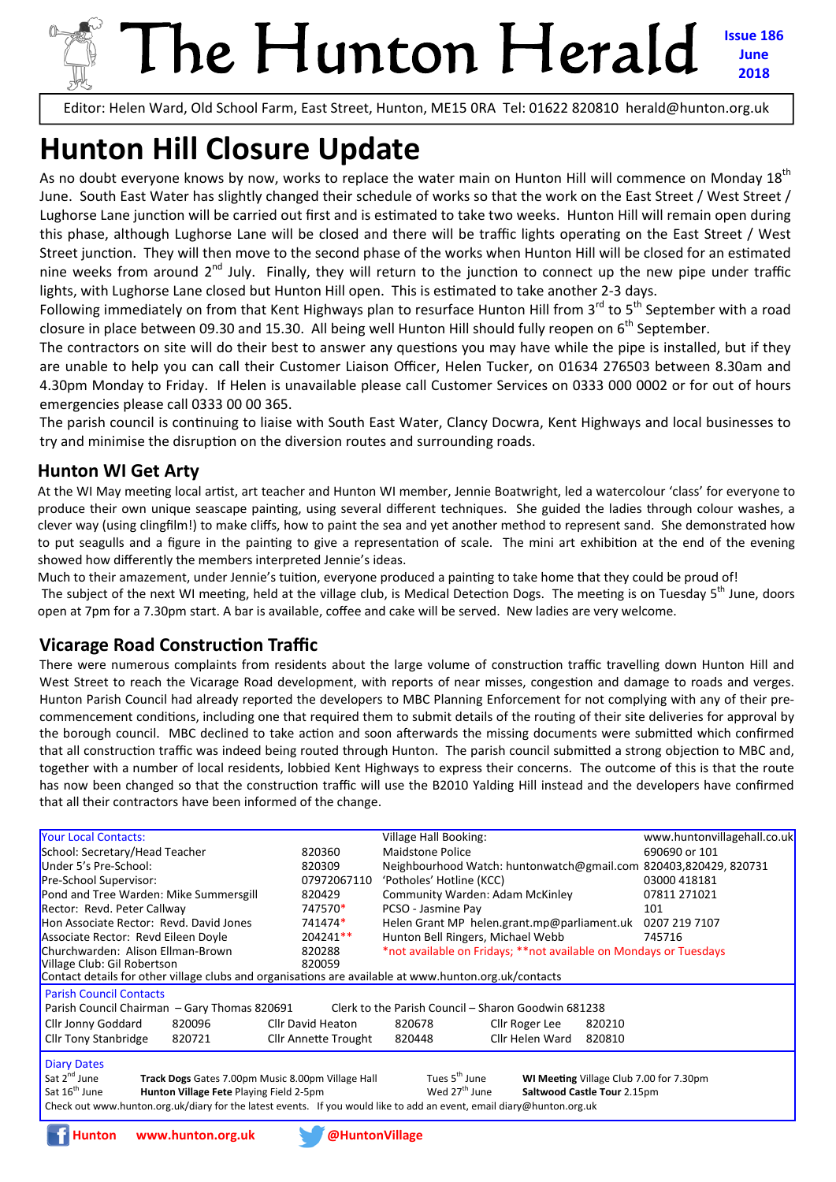# The Hunton Herald

**Issue 186 June 2018**

Editor: Helen Ward, Old School Farm, East Street, Hunton, ME15 0RA Tel: 01622 820810 herald@hunton.org.uk

# Hunton Hill Closure Update

As no doubt everyone knows by now, works to replace the water main on Hunton Hill will commence on Monday 18th June. South East Water has slightly changed their schedule of works so that the work on the East Street / West Street / Lughorse Lane junction will be carried out first and is estimated to take two weeks. Hunton Hill will remain open during this phase, although Lughorse Lane will be closed and there will be traffic lights operating on the East Street / West Street junction. They will then move to the second phase of the works when Hunton Hill will be closed for an estimated nine weeks from around 2nd July. Finally, they will return to the junction to connect up the new pipe under traffic lights, with Lughorse Lane closed but Hunton Hill open. This is estimated to take another 2-3 days.

Following immediately on from that Kent Highways plan to resurface Hunton Hill from 3rd to 5th September with a road closure in place between 09.30 and 15.30. All being well Hunton Hill should fully reopen on 6th September.

The contractors on site will do their best to answer any questions you may have while the pipe is installed, but if they are unable to help you can call their Customer Liaison Officer, Helen Tucker, on 01634 276503 between 8.30am and 4.30pm Monday to Friday. If Helen is unavailable please call Customer Services on 0333 000 0002 or for out of hours emergencies please call 0333 00 00 365.

The parish council is continuing to liaise with South East Water, Clancy Docwra, Kent Highways and local businesses to try and minimise the disruption on the diversion routes and surrounding roads.

## Hunton WI Get Arty

At the WI May meeting local artist, art teacher and Hunton WI member, Jennie Boatwright, led a watercolour 'class' for everyone to produce their own unique seascape painting, using several different techniques. She guided the ladies through colour washes, a clever way (using clingfilm!) to make cliffs, how to paint the sea and yet another method to represent sand. She demonstrated how to put seagulls and a figure in the painting to give a representation of scale. The mini art exhibition at the end of the evening showed how differently the members interpreted Jennie's ideas.

Much to their amazement, under Jennie's tuition, everyone produced a painting to take home that they could be proud of!

The subject of the next WI meeting, held at the village club, is Medical Detection Dogs. The meeting is on Tuesday 5th June, doors open at 7pm for a 7.30pm start. A bar is available, coffee and cake will be served. New ladies are very welcome.

## Vicarage Road Construction Traffic

There were numerous complaints from residents about the large volume of construction traffic travelling down Hunton Hill and West Street to reach the Vicarage Road development, with reports of near misses, congestion and damage to roads and verges. Hunton Parish Council had already reported the developers to MBC Planning Enforcement for not complying with any of their pre-commencement conditions, including one that required them to submit details of the routing of their site deliveries for approval by the borough council. MBC declined to take action and soon afterwards the missing documents were submitted which confirmed that all construction traffic was indeed being routed through Hunton. The parish council submitted a strong objection to MBC and, together with a number of local residents, lobbied Kent Highways to express their concerns. The outcome of this is that the route has now been changed so that the construction traffic will use the B2010 Yalding Hill instead and the developers have confirmed that all their contractors have been informed of the change.

**Your Local Contacts:**

| | | | |
|---|---|---|---|
| School: Secretary/Head Teacher | 820360 | Village Hall Booking: | www.huntonvillagehall.co.uk |
| Under 5's Pre-School: | 820309 | Maidstone Police | 690690 or 101 |
| Pre-School Supervisor: | 07972067110 | Neighbourhood Watch: huntonwatch@gmail.com | 820403,820429, 820731 |
| Pond and Tree Warden: Mike Summersgill | 820429 | 'Potholes' Hotline (KCC) | 03000 418181 |
| Rector: Revd. Peter Callway | 747570* | Community Warden: Adam McKinley | 07811 271021 |
| Hon Associate Rector: Revd. David Jones | 741474* | PCSO - Jasmine Pay | 101 |
| Associate Rector: Revd Eileen Doyle | 204241** | Helen Grant MP helen.grant.mp@parliament.uk | 0207 219 7107 |
| Churchwarden: Alison Ellman-Brown | 820288 | Hunton Bell Ringers, Michael Webb | 745716 |
| Village Club: Gil Robertson | 820059 | *not available on Fridays; **not available on Mondays or Tuesdays | |

Contact details for other village clubs and organisations are available at www.hunton.org.uk/contacts

**Parish Council Contacts**

Parish Council Chairman – Gary Thomas 820691    Clerk to the Parish Council – Sharon Goodwin 681238

| | | | | | |
|---|---|---|---|---|---|
| Cllr Jonny Goddard | 820096 | Cllr David Heaton | 820678 | Cllr Roger Lee | 820210 |
| Cllr Tony Stanbridge | 820721 | Cllr Annette Trought | 820448 | Cllr Helen Ward | 820810 |

**Diary Dates**

| | | | |
|---|---|---|---|
| Sat 2nd June | **Track Dogs** Gates 7.00pm Music 8.00pm Village Hall | Tues 5th June | **WI Meeting** Village Club 7.00 for 7.30pm |
| Sat 16th June | **Hunton Village Fete** Playing Field 2-5pm | Wed 27th June | **Saltwood Castle Tour** 2.15pm |

Check out www.hunton.org.uk/diary for the latest events. If you would like to add an event, email diary@hunton.org.uk

Hunton www.hunton.org.uk @HuntonVillage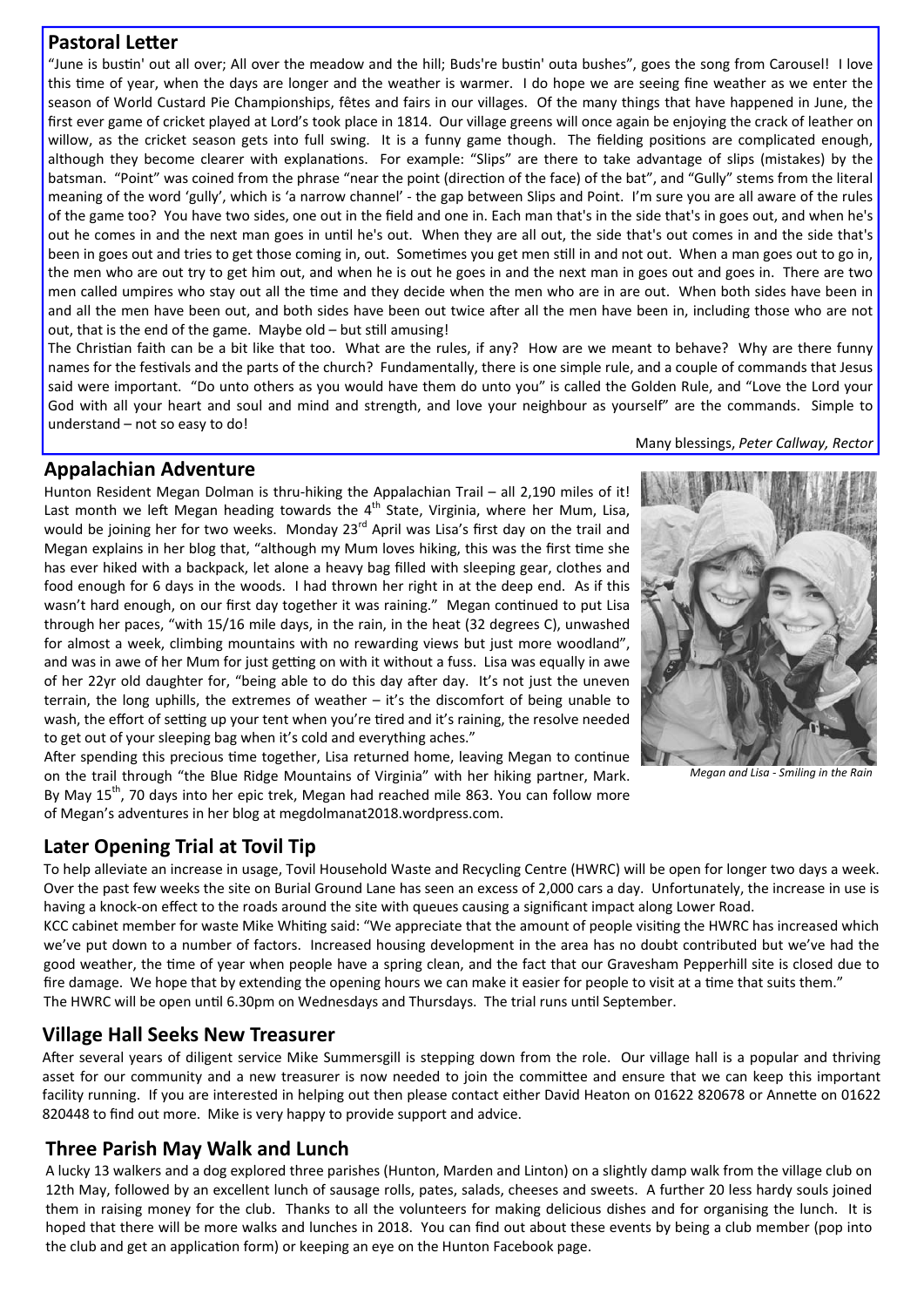## Pastoral Letter

"June is bustin' out all over; All over the meadow and the hill; Buds're bustin' outa bushes", goes the song from Carousel! I love this time of year, when the days are longer and the weather is warmer. I do hope we are seeing fine weather as we enter the season of World Custard Pie Championships, fêtes and fairs in our villages. Of the many things that have happened in June, the first ever game of cricket played at Lord's took place in 1814. Our village greens will once again be enjoying the crack of leather on willow, as the cricket season gets into full swing. It is a funny game though. The fielding positions are complicated enough, although they become clearer with explanations. For example: "Slips" are there to take advantage of slips (mistakes) by the batsman. "Point" was coined from the phrase "near the point (direction of the face) of the bat", and "Gully" stems from the literal meaning of the word 'gully', which is 'a narrow channel' - the gap between Slips and Point. I'm sure you are all aware of the rules of the game too? You have two sides, one out in the field and one in. Each man that's in the side that's in goes out, and when he's out he comes in and the next man goes in until he's out. When they are all out, the side that's out comes in and the side that's been in goes out and tries to get those coming in, out. Sometimes you get men still in and not out. When a man goes out to go in, the men who are out try to get him out, and when he is out he goes in and the next man in goes out and goes in. There are two men called umpires who stay out all the time and they decide when the men who are in are out. When both sides have been in and all the men have been out, and both sides have been out twice after all the men have been in, including those who are not out, that is the end of the game. Maybe old – but still amusing!

The Christian faith can be a bit like that too. What are the rules, if any? How are we meant to behave? Why are there funny names for the festivals and the parts of the church? Fundamentally, there is one simple rule, and a couple of commands that Jesus said were important. "Do unto others as you would have them do unto you" is called the Golden Rule, and "Love the Lord your God with all your heart and soul and mind and strength, and love your neighbour as yourself" are the commands. Simple to understand – not so easy to do!

Many blessings, *Peter Callway, Rector*

## Appalachian Adventure

Hunton Resident Megan Dolman is thru-hiking the Appalachian Trail – all 2,190 miles of it! Last month we left Megan heading towards the 4th State, Virginia, where her Mum, Lisa, would be joining her for two weeks. Monday 23rd April was Lisa's first day on the trail and Megan explains in her blog that, "although my Mum loves hiking, this was the first time she has ever hiked with a backpack, let alone a heavy bag filled with sleeping gear, clothes and food enough for 6 days in the woods. I had thrown her right in at the deep end. As if this wasn't hard enough, on our first day together it was raining." Megan continued to put Lisa through her paces, "with 15/16 mile days, in the rain, in the heat (32 degrees C), unwashed for almost a week, climbing mountains with no rewarding views but just more woodland", and was in awe of her Mum for just getting on with it without a fuss. Lisa was equally in awe of her 22yr old daughter for, "being able to do this day after day. It's not just the uneven terrain, the long uphills, the extremes of weather – it's the discomfort of being unable to wash, the effort of setting up your tent when you're tired and it's raining, the resolve needed to get out of your sleeping bag when it's cold and everything aches."

*Megan and Lisa - Smiling in the Rain*

After spending this precious time together, Lisa returned home, leaving Megan to continue on the trail through "the Blue Ridge Mountains of Virginia" with her hiking partner, Mark. By May 15th, 70 days into her epic trek, Megan had reached mile 863. You can follow more of Megan's adventures in her blog at megdolmanat2018.wordpress.com.

## Later Opening Trial at Tovil Tip

To help alleviate an increase in usage, Tovil Household Waste and Recycling Centre (HWRC) will be open for longer two days a week. Over the past few weeks the site on Burial Ground Lane has seen an excess of 2,000 cars a day. Unfortunately, the increase in use is having a knock-on effect to the roads around the site with queues causing a significant impact along Lower Road.

KCC cabinet member for waste Mike Whiting said: "We appreciate that the amount of people visiting the HWRC has increased which we've put down to a number of factors. Increased housing development in the area has no doubt contributed but we've had the good weather, the time of year when people have a spring clean, and the fact that our Gravesham Pepperhill site is closed due to fire damage. We hope that by extending the opening hours we can make it easier for people to visit at a time that suits them."

The HWRC will be open until 6.30pm on Wednesdays and Thursdays. The trial runs until September.

## Village Hall Seeks New Treasurer

After several years of diligent service Mike Summersgill is stepping down from the role. Our village hall is a popular and thriving asset for our community and a new treasurer is now needed to join the committee and ensure that we can keep this important facility running. If you are interested in helping out then please contact either David Heaton on 01622 820678 or Annette on 01622 820448 to find out more. Mike is very happy to provide support and advice.

## Three Parish May Walk and Lunch

A lucky 13 walkers and a dog explored three parishes (Hunton, Marden and Linton) on a slightly damp walk from the village club on 12th May, followed by an excellent lunch of sausage rolls, pates, salads, cheeses and sweets. A further 20 less hardy souls joined them in raising money for the club. Thanks to all the volunteers for making delicious dishes and for organising the lunch. It is hoped that there will be more walks and lunches in 2018. You can find out about these events by being a club member (pop into the club and get an application form) or keeping an eye on the Hunton Facebook page.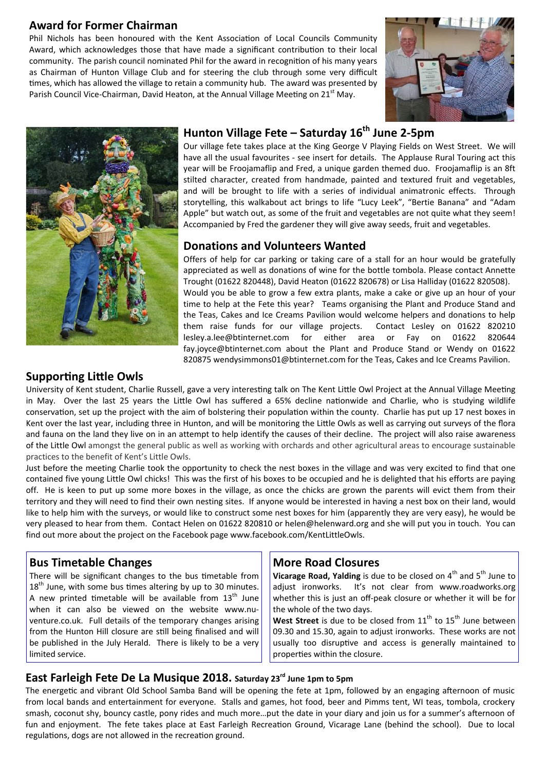## Award for Former Chairman

Phil Nichols has been honoured with the Kent Association of Local Councils Community Award, which acknowledges those that have made a significant contribution to their local community. The parish council nominated Phil for the award in recognition of his many years as Chairman of Hunton Village Club and for steering the club through some very difficult times, which has allowed the village to retain a community hub. The award was presented by Parish Council Vice-Chairman, David Heaton, at the Annual Village Meeting on 21st May.

## Hunton Village Fete – Saturday 16th June 2-5pm

Our village fete takes place at the King George V Playing Fields on West Street. We will have all the usual favourites - see insert for details. The Applause Rural Touring act this year will be Froojamaflip and Fred, a unique garden themed duo. Froojamaflip is an 8ft stilted character, created from handmade, painted and textured fruit and vegetables, and will be brought to life with a series of individual animatronic effects. Through storytelling, this walkabout act brings to life "Lucy Leek", "Bertie Banana" and "Adam Apple" but watch out, as some of the fruit and vegetables are not quite what they seem! Accompanied by Fred the gardener they will give away seeds, fruit and vegetables.

## Donations and Volunteers Wanted

Offers of help for car parking or taking care of a stall for an hour would be gratefully appreciated as well as donations of wine for the bottle tombola. Please contact Annette Trought (01622 820448), David Heaton (01622 820678) or Lisa Halliday (01622 820508).

Would you be able to grow a few extra plants, make a cake or give up an hour of your time to help at the Fete this year? Teams organising the Plant and Produce Stand and the Teas, Cakes and Ice Creams Pavilion would welcome helpers and donations to help them raise funds for our village projects. Contact Lesley on 01622 820210 lesley.a.lee@btinternet.com for either area or Fay on 01622 820644 fay.joyce@btinternet.com about the Plant and Produce Stand or Wendy on 01622 820875 wendysimmons01@btinternet.com for the Teas, Cakes and Ice Creams Pavilion.

## Supporting Little Owls

University of Kent student, Charlie Russell, gave a very interesting talk on The Kent Little Owl Project at the Annual Village Meeting in May. Over the last 25 years the Little Owl has suffered a 65% decline nationwide and Charlie, who is studying wildlife conservation, set up the project with the aim of bolstering their population within the county. Charlie has put up 17 nest boxes in Kent over the last year, including three in Hunton, and will be monitoring the Little Owls as well as carrying out surveys of the flora and fauna on the land they live on in an attempt to help identify the causes of their decline. The project will also raise awareness of the Little Owl amongst the general public as well as working with orchards and other agricultural areas to encourage sustainable practices to the benefit of Kent's Little Owls.

Just before the meeting Charlie took the opportunity to check the nest boxes in the village and was very excited to find that one contained five young Little Owl chicks! This was the first of his boxes to be occupied and he is delighted that his efforts are paying off. He is keen to put up some more boxes in the village, as once the chicks are grown the parents will evict them from their territory and they will need to find their own nesting sites. If anyone would be interested in having a nest box on their land, would like to help him with the surveys, or would like to construct some nest boxes for him (apparently they are very easy), he would be very pleased to hear from them. Contact Helen on 01622 820810 or helen@helenward.org and she will put you in touch. You can find out more about the project on the Facebook page www.facebook.com/KentLittleOwls.

## Bus Timetable Changes

There will be significant changes to the bus timetable from 18th June, with some bus times altering by up to 30 minutes. A new printed timetable will be available from 13th June when it can also be viewed on the website www.nu-venture.co.uk. Full details of the temporary changes arising from the Hunton Hill closure are still being finalised and will be published in the July Herald. There is likely to be a very limited service.

## More Road Closures

**Vicarage Road, Yalding** is due to be closed on 4th and 5th June to adjust ironworks. It's not clear from www.roadworks.org whether this is just an off-peak closure or whether it will be for the whole of the two days.

**West Street** is due to be closed from 11th to 15th June between 09.30 and 15.30, again to adjust ironworks. These works are not usually too disruptive and access is generally maintained to properties within the closure.

## East Farleigh Fete De La Musique 2018. Saturday 23rd June 1pm to 5pm

The energetic and vibrant Old School Samba Band will be opening the fete at 1pm, followed by an engaging afternoon of music from local bands and entertainment for everyone. Stalls and games, hot food, beer and Pimms tent, WI teas, tombola, crockery smash, coconut shy, bouncy castle, pony rides and much more…put the date in your diary and join us for a summer's afternoon of fun and enjoyment. The fete takes place at East Farleigh Recreation Ground, Vicarage Lane (behind the school). Due to local regulations, dogs are not allowed in the recreation ground.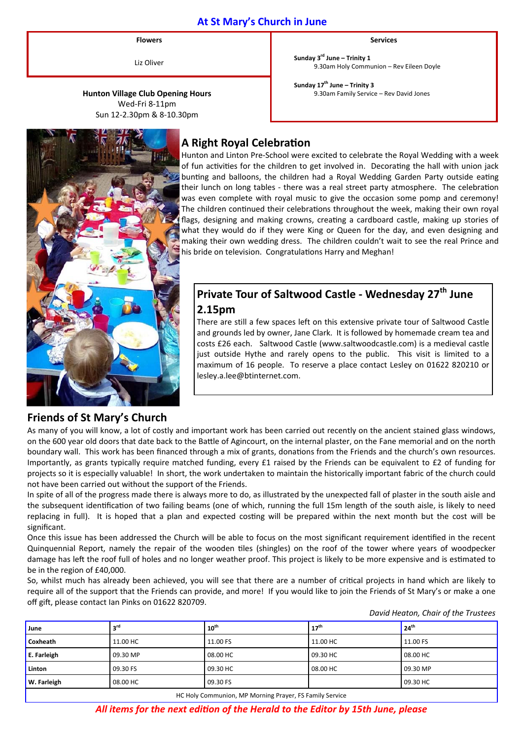## At St Mary's Church in June

**Flowers**

Liz Oliver

**Services**

**Sunday 3rd June – Trinity 1**
9.30am Holy Communion – Rev Eileen Doyle

**Sunday 17th June – Trinity 3**
9.30am Family Service – Rev David Jones

**Hunton Village Club Opening Hours**
Wed-Fri 8-11pm
Sun 12-2.30pm & 8-10.30pm

## A Right Royal Celebration

Hunton and Linton Pre-School were excited to celebrate the Royal Wedding with a week of fun activities for the children to get involved in. Decorating the hall with union jack bunting and balloons, the children had a Royal Wedding Garden Party outside eating their lunch on long tables - there was a real street party atmosphere. The celebration was even complete with royal music to give the occasion some pomp and ceremony! The children continued their celebrations throughout the week, making their own royal flags, designing and making crowns, creating a cardboard castle, making up stories of what they would do if they were King or Queen for the day, and even designing and making their own wedding dress. The children couldn't wait to see the real Prince and his bride on television. Congratulations Harry and Meghan!

## Private Tour of Saltwood Castle - Wednesday 27th June 2.15pm

There are still a few spaces left on this extensive private tour of Saltwood Castle and grounds led by owner, Jane Clark. It is followed by homemade cream tea and costs £26 each. Saltwood Castle (www.saltwoodcastle.com) is a medieval castle just outside Hythe and rarely opens to the public. This visit is limited to a maximum of 16 people. To reserve a place contact Lesley on 01622 820210 or lesley.a.lee@btinternet.com.

## Friends of St Mary's Church

As many of you will know, a lot of costly and important work has been carried out recently on the ancient stained glass windows, on the 600 year old doors that date back to the Battle of Agincourt, on the internal plaster, on the Fane memorial and on the north boundary wall. This work has been financed through a mix of grants, donations from the Friends and the church's own resources. Importantly, as grants typically require matched funding, every £1 raised by the Friends can be equivalent to £2 of funding for projects so it is especially valuable! In short, the work undertaken to maintain the historically important fabric of the church could not have been carried out without the support of the Friends.

In spite of all of the progress made there is always more to do, as illustrated by the unexpected fall of plaster in the south aisle and the subsequent identification of two failing beams (one of which, running the full 15m length of the south aisle, is likely to need replacing in full). It is hoped that a plan and expected costing will be prepared within the next month but the cost will be significant.

Once this issue has been addressed the Church will be able to focus on the most significant requirement identified in the recent Quinquennial Report, namely the repair of the wooden tiles (shingles) on the roof of the tower where years of woodpecker damage has left the roof full of holes and no longer weather proof. This project is likely to be more expensive and is estimated to be in the region of £40,000.

So, whilst much has already been achieved, you will see that there are a number of critical projects in hand which are likely to require all of the support that the Friends can provide, and more! If you would like to join the Friends of St Mary's or make a one off gift, please contact Ian Pinks on 01622 820709.

*David Heaton, Chair of the Trustees*

| June | 3rd | 10th | 17th | 24th |
|---|---|---|---|---|
| **Coxheath** | 11.00 HC | 11.00 FS | 11.00 HC | 11.00 FS |
| **E. Farleigh** | 09.30 MP | 08.00 HC | 09.30 HC | 08.00 HC |
| **Linton** | 09.30 FS | 09.30 HC | 08.00 HC | 09.30 MP |
| **W. Farleigh** | 08.00 HC | 09.30 FS | | 09.30 HC |

HC Holy Communion, MP Morning Prayer, FS Family Service

***All items for the next edition of the Herald to the Editor by 15th June, please***